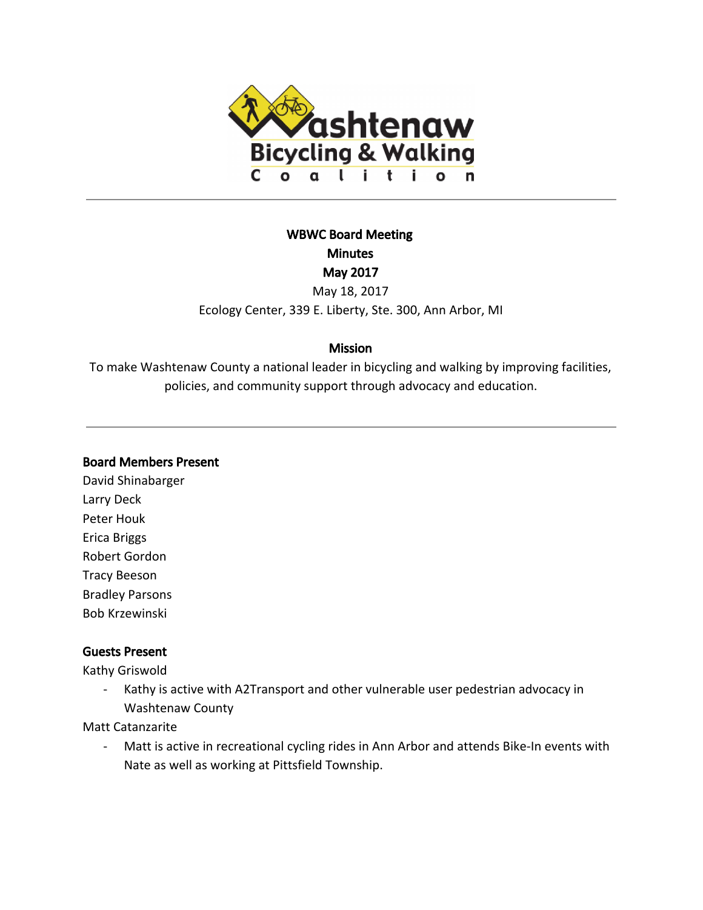Washtenaw Bicycling & Walking Coalition

---

**WBWC Board Meeting**
**Minutes**
**May 2017**

May 18, 2017
Ecology Center, 339 E. Liberty, Ste. 300, Ann Arbor, MI

**Mission**

To make Washtenaw County a national leader in bicycling and walking by improving facilities, policies, and community support through advocacy and education.

---

**Board Members Present**

David Shinabarger
Larry Deck
Peter Houk
Erica Briggs
Robert Gordon
Tracy Beeson
Bradley Parsons
Bob Krzewinski

**Guests Present**

Kathy Griswold

- Kathy is active with A2Transport and other vulnerable user pedestrian advocacy in Washtenaw County

Matt Catanzarite

- Matt is active in recreational cycling rides in Ann Arbor and attends Bike-In events with Nate as well as working at Pittsfield Township.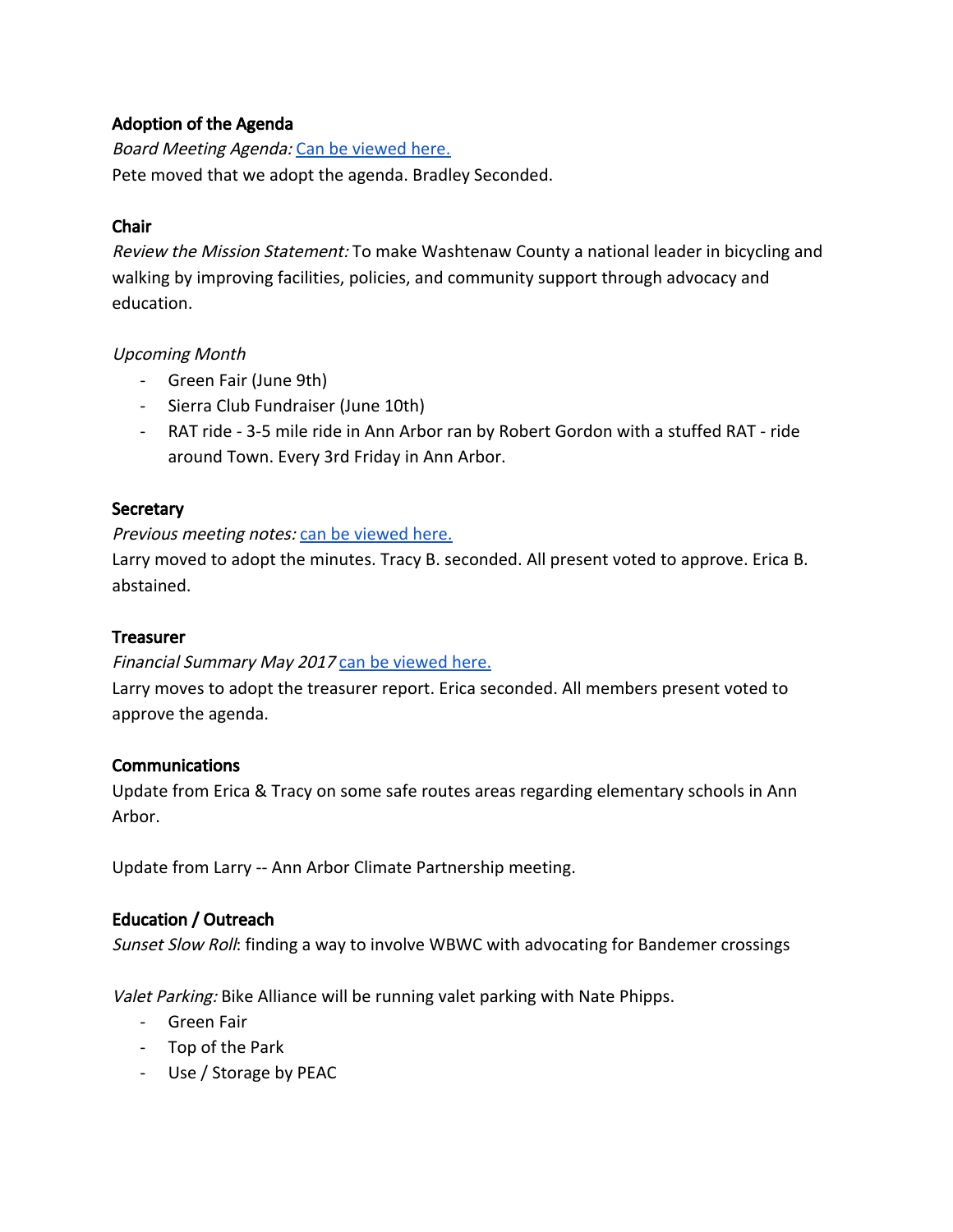**Adoption of the Agenda**

*Board Meeting Agenda:* [Can be viewed here.]()

Pete moved that we adopt the agenda. Bradley Seconded.

**Chair**

*Review the Mission Statement:* To make Washtenaw County a national leader in bicycling and walking by improving facilities, policies, and community support through advocacy and education.

*Upcoming Month*

- Green Fair (June 9th)
- Sierra Club Fundraiser (June 10th)
- RAT ride - 3-5 mile ride in Ann Arbor ran by Robert Gordon with a stuffed RAT - ride around Town. Every 3rd Friday in Ann Arbor.

**Secretary**

*Previous meeting notes:* [can be viewed here.]()

Larry moved to adopt the minutes. Tracy B. seconded. All present voted to approve. Erica B. abstained.

**Treasurer**

*Financial Summary May 2017* [can be viewed here.]()

Larry moves to adopt the treasurer report. Erica seconded. All members present voted to approve the agenda.

**Communications**

Update from Erica & Tracy on some safe routes areas regarding elementary schools in Ann Arbor.

Update from Larry -- Ann Arbor Climate Partnership meeting.

**Education / Outreach**

*Sunset Slow Roll*: finding a way to involve WBWC with advocating for Bandemer crossings

*Valet Parking:* Bike Alliance will be running valet parking with Nate Phipps.

- Green Fair
- Top of the Park
- Use / Storage by PEAC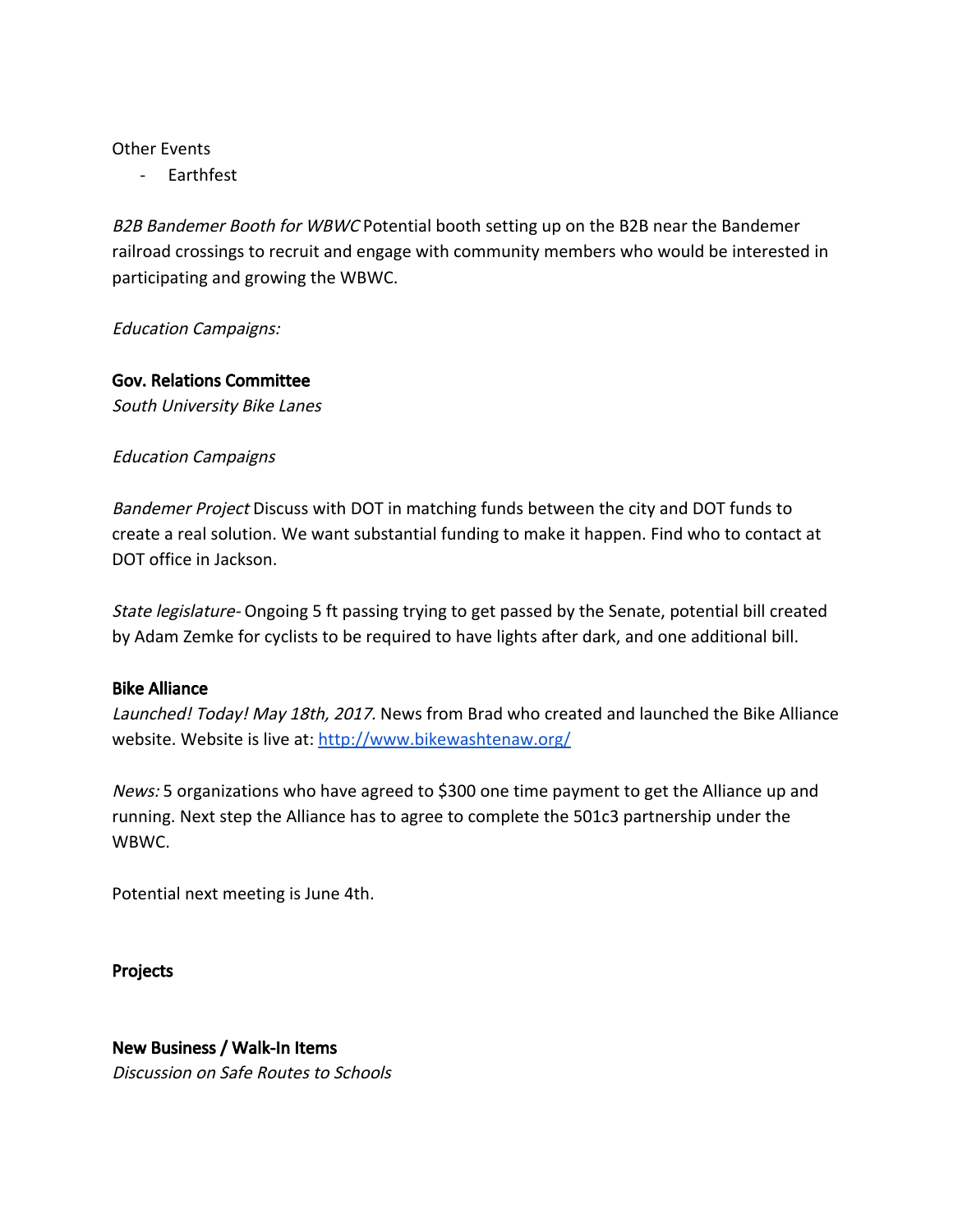Other Events

- Earthfest

*B2B Bandemer Booth for WBWC* Potential booth setting up on the B2B near the Bandemer railroad crossings to recruit and engage with community members who would be interested in participating and growing the WBWC.

*Education Campaigns:*

**Gov. Relations Committee**

*South University Bike Lanes*

*Education Campaigns*

*Bandemer Project* Discuss with DOT in matching funds between the city and DOT funds to create a real solution. We want substantial funding to make it happen. Find who to contact at DOT office in Jackson.

*State legislature-* Ongoing 5 ft passing trying to get passed by the Senate, potential bill created by Adam Zemke for cyclists to be required to have lights after dark, and one additional bill.

**Bike Alliance**

*Launched! Today! May 18th, 2017.* News from Brad who created and launched the Bike Alliance website. Website is live at: [http://www.bikewashtenaw.org/](http://www.bikewashtenaw.org/)

*News:* 5 organizations who have agreed to $300 one time payment to get the Alliance up and running. Next step the Alliance has to agree to complete the 501c3 partnership under the WBWC.

Potential next meeting is June 4th.

**Projects**

**New Business / Walk-In Items**

*Discussion on Safe Routes to Schools*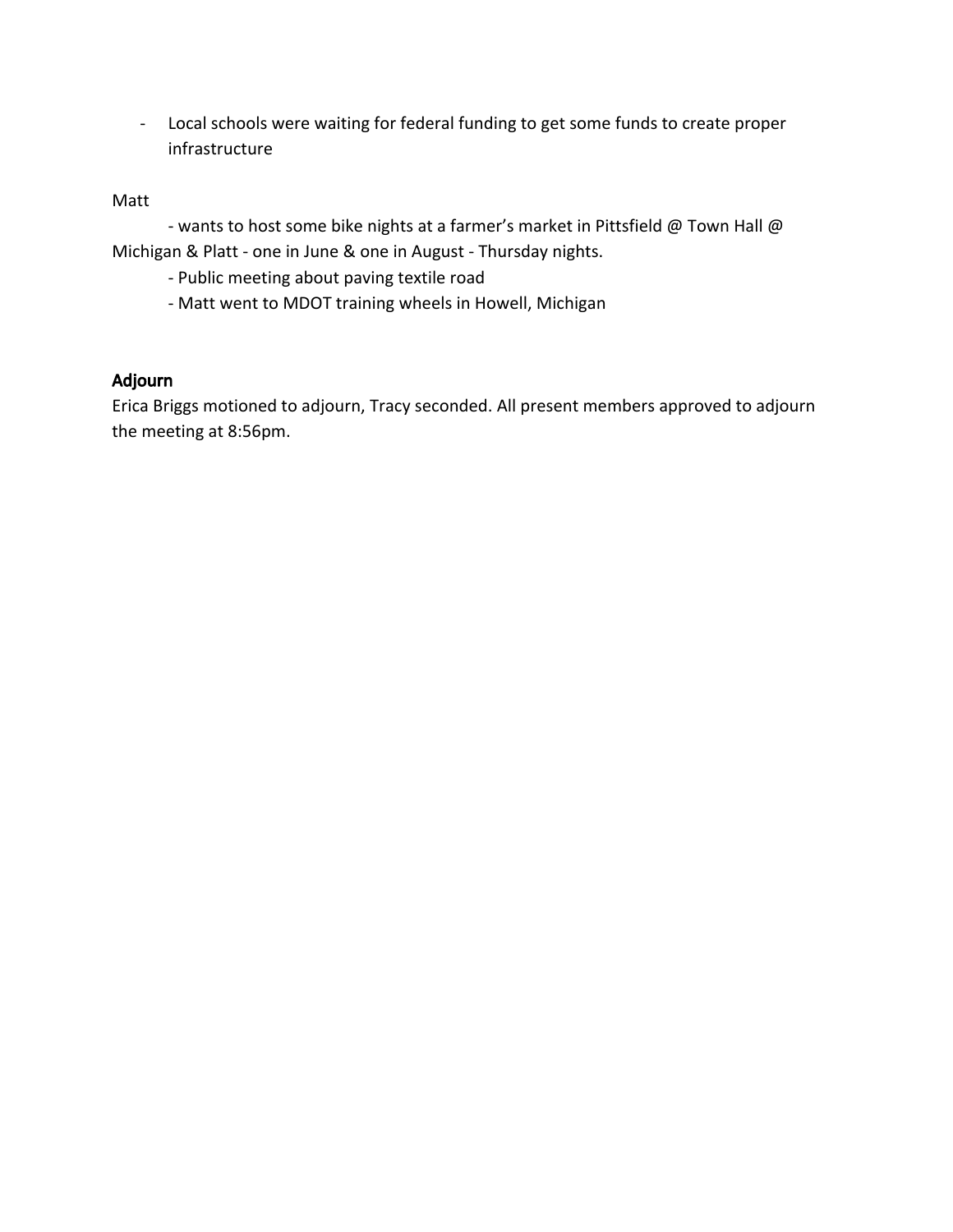- Local schools were waiting for federal funding to get some funds to create proper infrastructure

Matt

- wants to host some bike nights at a farmer's market in Pittsfield @ Town Hall @ Michigan & Platt - one in June & one in August - Thursday nights.
- Public meeting about paving textile road
- Matt went to MDOT training wheels in Howell, Michigan

## Adjourn

Erica Briggs motioned to adjourn, Tracy seconded. All present members approved to adjourn the meeting at 8:56pm.